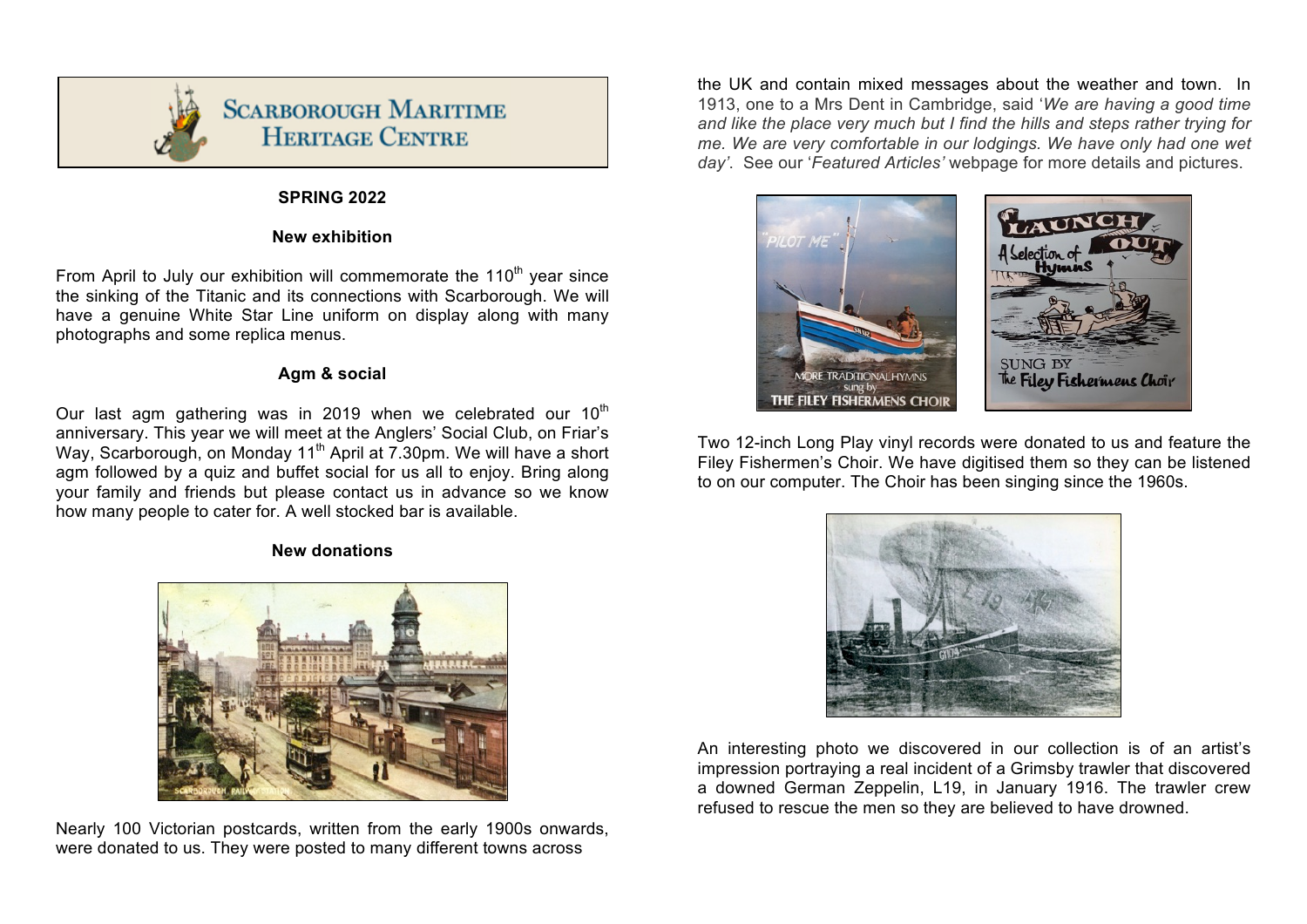# Scarborough Maritime Heritage Centre

**SPRING 2022**

## New exhibition

From April to July our exhibition will commemorate the 110th year since the sinking of the Titanic and its connections with Scarborough. We will have a genuine White Star Line uniform on display along with many photographs and some replica menus.

## Agm & social

Our last agm gathering was in 2019 when we celebrated our 10th anniversary. This year we will meet at the Anglers' Social Club, on Friar's Way, Scarborough, on Monday 11th April at 7.30pm. We will have a short agm followed by a quiz and buffet social for us all to enjoy. Bring along your family and friends but please contact us in advance so we know how many people to cater for. A well stocked bar is available.

## New donations

Nearly 100 Victorian postcards, written from the early 1900s onwards, were donated to us. They were posted to many different towns across the UK and contain mixed messages about the weather and town. In 1913, one to a Mrs Dent in Cambridge, said '*We are having a good time and like the place very much but I find the hills and steps rather trying for me. We are very comfortable in our lodgings. We have only had one wet day'*. See our '*Featured Articles'* webpage for more details and pictures.

Two 12-inch Long Play vinyl records were donated to us and feature the Filey Fishermen's Choir. We have digitised them so they can be listened to on our computer. The Choir has been singing since the 1960s.

An interesting photo we discovered in our collection is of an artist's impression portraying a real incident of a Grimsby trawler that discovered a downed German Zeppelin, L19, in January 1916. The trawler crew refused to rescue the men so they are believed to have drowned.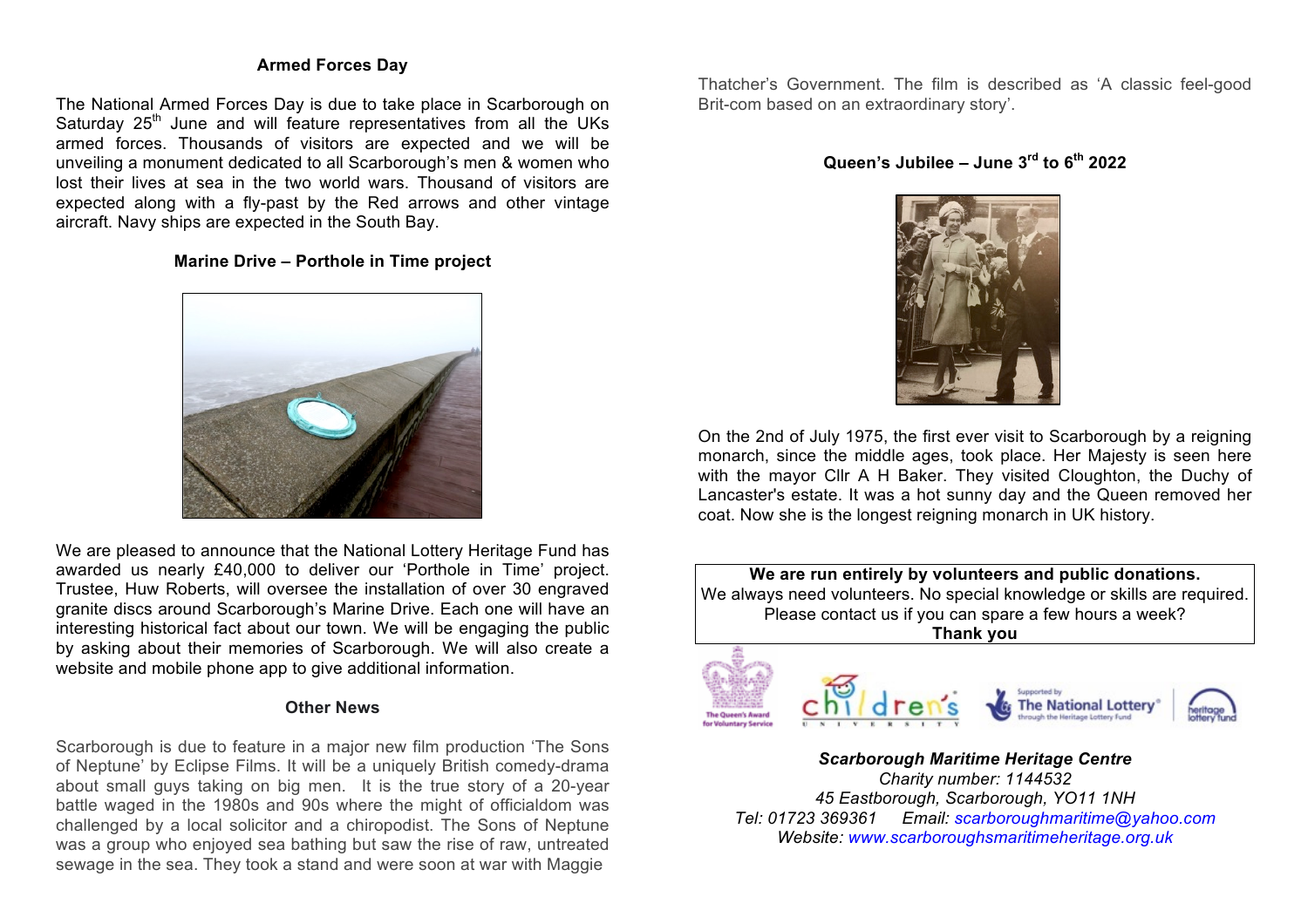### Armed Forces Day

The National Armed Forces Day is due to take place in Scarborough on Saturday 25th June and will feature representatives from all the UKs armed forces. Thousands of visitors are expected and we will be unveiling a monument dedicated to all Scarborough's men & women who lost their lives at sea in the two world wars. Thousand of visitors are expected along with a fly-past by the Red arrows and other vintage aircraft. Navy ships are expected in the South Bay.

### Marine Drive – Porthole in Time project

We are pleased to announce that the National Lottery Heritage Fund has awarded us nearly £40,000 to deliver our 'Porthole in Time' project. Trustee, Huw Roberts, will oversee the installation of over 30 engraved granite discs around Scarborough's Marine Drive. Each one will have an interesting historical fact about our town. We will be engaging the public by asking about their memories of Scarborough. We will also create a website and mobile phone app to give additional information.

### Other News

Scarborough is due to feature in a major new film production 'The Sons of Neptune' by Eclipse Films. It will be a uniquely British comedy-drama about small guys taking on big men. It is the true story of a 20-year battle waged in the 1980s and 90s where the might of officialdom was challenged by a local solicitor and a chiropodist. The Sons of Neptune was a group who enjoyed sea bathing but saw the rise of raw, untreated sewage in the sea. They took a stand and were soon at war with Maggie Thatcher's Government. The film is described as 'A classic feel-good Brit-com based on an extraordinary story'.

### Queen's Jubilee – June 3rd to 6th 2022

On the 2nd of July 1975, the first ever visit to Scarborough by a reigning monarch, since the middle ages, took place. Her Majesty is seen here with the mayor Cllr A H Baker. They visited Cloughton, the Duchy of Lancaster's estate. It was a hot sunny day and the Queen removed her coat. Now she is the longest reigning monarch in UK history.

**We are run entirely by volunteers and public donations.**
We always need volunteers. No special knowledge or skills are required.
Please contact us if you can spare a few hours a week?
**Thank you**

The Queen's Award for Voluntary Service

children's university

Supported by The National Lottery® through the Heritage Lottery Fund

heritage lottery fund

***Scarborough Maritime Heritage Centre***
*Charity number: 1144532*
*45 Eastborough, Scarborough, YO11 1NH*
*Tel: 01723 369361 Email: scarboroughmaritime@yahoo.com*
*Website: www.scarboroughsmaritimeheritage.org.uk*